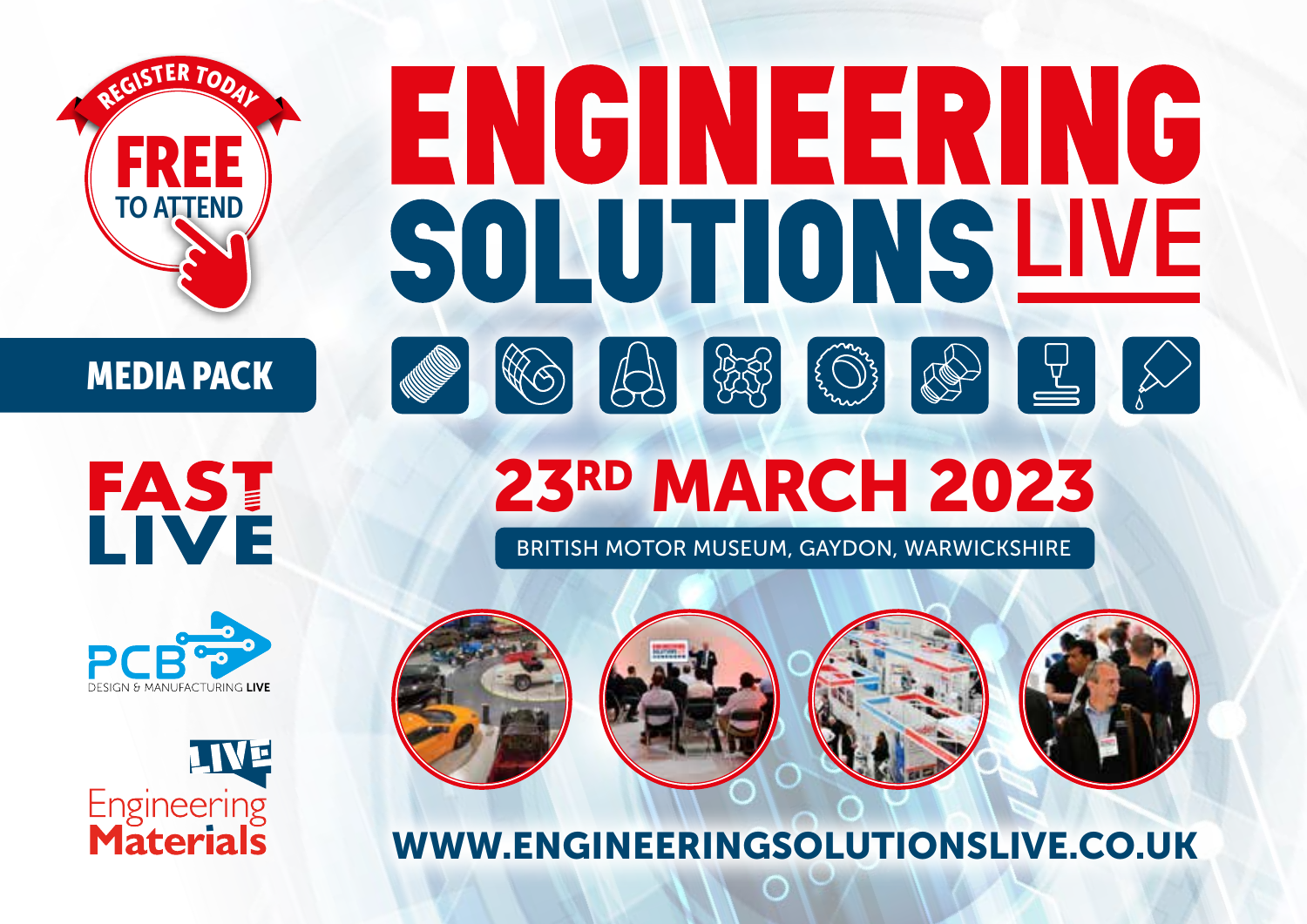REGISTER TODAY

**FREE**
**TO ATTEND**

**MEDIA PACK**

# ENGINEERING SOLUTIONS LIVE

**FAST LIVE**

**PCB DESIGN & MANUFACTURING LIVE**

**LIVE Engineering Materials**

## 23RD MARCH 2023

BRITISH MOTOR MUSEUM, GAYDON, WARWICKSHIRE

**WWW.ENGINEERINGSOLUTIONSLIVE.CO.UK**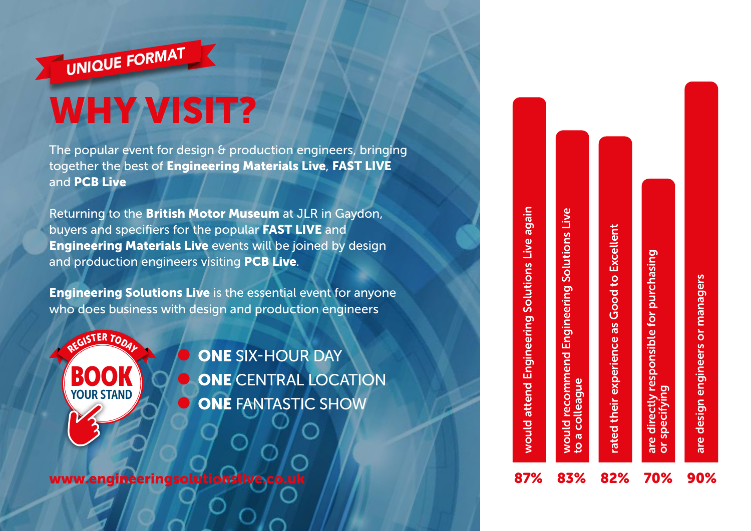*UNIQUE FORMAT*

# WHY VISIT?

The popular event for design & production engineers, bringing together the best of **Engineering Materials Live**, **FAST LIVE** and **PCB Live**

Returning to the **British Motor Museum** at JLR in Gaydon, buyers and specifiers for the popular **FAST LIVE** and **Engineering Materials Live** events will be joined by design and production engineers visiting **PCB Live**.

**Engineering Solutions Live** is the essential event for anyone who does business with design and production engineers

REGISTER TODAY

**BOOK** YOUR STAND

- **ONE** SIX-HOUR DAY
- **ONE** CENTRAL LOCATION
- **ONE** FANTASTIC SHOW

www.engineeringsolutionslive.co.uk

| Statistic | Percentage |
|---|---|
| would attend Engineering Solutions Live again | 87% |
| would recommend Engineering Solutions Live to a colleague | 83% |
| rated their experience as Good to Excellent | 82% |
| are directly responsible for purchasing or specifying | 70% |
| are design engineers or managers | 90% |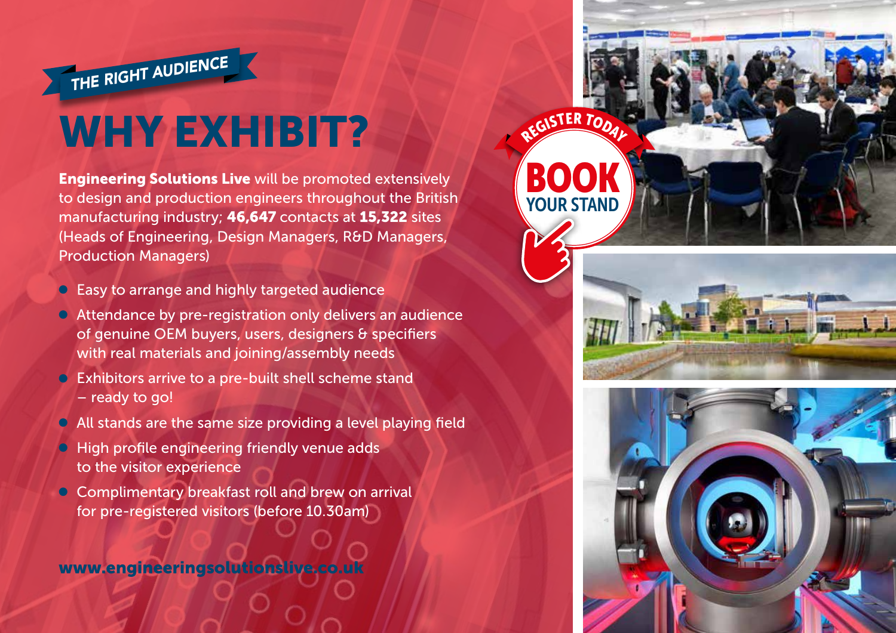THE RIGHT AUDIENCE

# WHY EXHIBIT?

**Engineering Solutions Live** will be promoted extensively to design and production engineers throughout the British manufacturing industry; **46,647** contacts at **15,322** sites (Heads of Engineering, Design Managers, R&D Managers, Production Managers)

- Easy to arrange and highly targeted audience
- Attendance by pre-registration only delivers an audience of genuine OEM buyers, users, designers & specifiers with real materials and joining/assembly needs
- Exhibitors arrive to a pre-built shell scheme stand – ready to go!
- All stands are the same size providing a level playing field
- High profile engineering friendly venue adds to the visitor experience
- Complimentary breakfast roll and brew on arrival for pre-registered visitors (before 10.30am)

**www.engineeringsolutionslive.co.uk**

REGISTER TODAY

**BOOK YOUR STAND**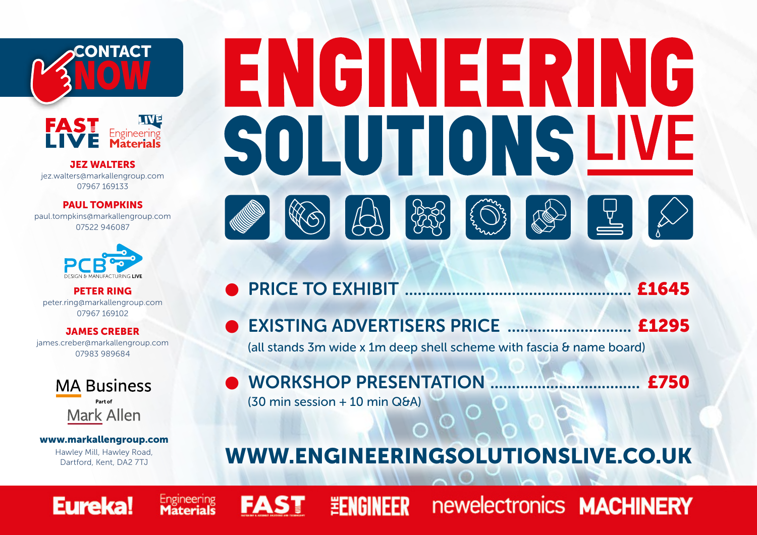# ENGINEERING SOLUTIONS LIVE

- PRICE TO EXHIBIT .................................................... **£1645**
- EXISTING ADVERTISERS PRICE ............................ **£1295**

  (all stands 3m wide x 1m deep shell scheme with fascia & name board)

- WORKSHOP PRESENTATION .................................. **£750**

  (30 min session + 10 min Q&A)

## WWW.ENGINEERINGSOLUTIONSLIVE.CO.UK

## CONTACT NOW

FAST LIVE | LIVE Engineering Materials

**JEZ WALTERS**
jez.walters@markallengroup.com
07967 169133

**PAUL TOMPKINS**
paul.tompkins@markallengroup.com
07522 946087

PCB DESIGN & MANUFACTURING LIVE

**PETER RING**
peter.ring@markallengroup.com
07967 169102

**JAMES CREBER**
james.creber@markallengroup.com
07983 989684

MA Business
Part of
Mark Allen

**www.markallengroup.com**
Hawley Mill, Hawley Road,
Dartford, Kent, DA2 7TJ

Eureka! | Engineering Materials | FAST | THE ENGINEER | newelectronics | MACHINERY